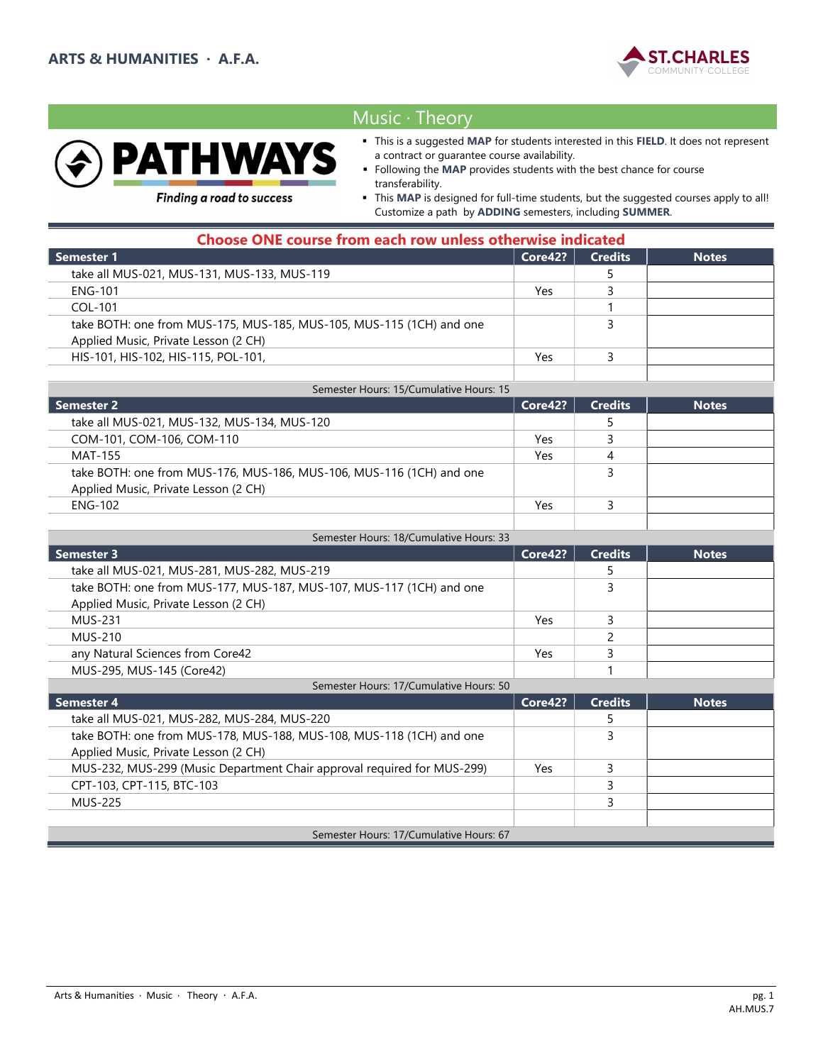ARTS & HUMANITIES · A.F.A.

ST. CHARLES COMMUNITY COLLEGE

# Music · Theory

**PATHWAYS**
*Finding a road to success*

- This is a suggested **MAP** for students interested in this **FIELD**. It does not represent a contract or guarantee course availability.
- Following the **MAP** provides students with the best chance for course transferability.
- This **MAP** is designed for full-time students, but the suggested courses apply to all! Customize a path by **ADDING** semesters, including **SUMMER**.

**Choose ONE course from each row unless otherwise indicated**

| Semester 1 | Core42? | Credits | Notes |
|---|---|---|---|
| take all MUS-021, MUS-131, MUS-133, MUS-119 | | 5 | |
| ENG-101 | Yes | 3 | |
| COL-101 | | 1 | |
| take BOTH: one from MUS-175, MUS-185, MUS-105, MUS-115 (1CH) and one Applied Music, Private Lesson (2 CH) | | 3 | |
| HIS-101, HIS-102, HIS-115, POL-101, | Yes | 3 | |
| | | | |
| Semester Hours: 15/Cumulative Hours: 15 | | | |

| Semester 2 | Core42? | Credits | Notes |
|---|---|---|---|
| take all MUS-021, MUS-132, MUS-134, MUS-120 | | 5 | |
| COM-101, COM-106, COM-110 | Yes | 3 | |
| MAT-155 | Yes | 4 | |
| take BOTH: one from MUS-176, MUS-186, MUS-106, MUS-116 (1CH) and one Applied Music, Private Lesson (2 CH) | | 3 | |
| ENG-102 | Yes | 3 | |
| | | | |
| Semester Hours: 18/Cumulative Hours: 33 | | | |

| Semester 3 | Core42? | Credits | Notes |
|---|---|---|---|
| take all MUS-021, MUS-281, MUS-282, MUS-219 | | 5 | |
| take BOTH: one from MUS-177, MUS-187, MUS-107, MUS-117 (1CH) and one Applied Music, Private Lesson (2 CH) | | 3 | |
| MUS-231 | Yes | 3 | |
| MUS-210 | | 2 | |
| any Natural Sciences from Core42 | Yes | 3 | |
| MUS-295, MUS-145 (Core42) | | 1 | |
| Semester Hours: 17/Cumulative Hours: 50 | | | |

| Semester 4 | Core42? | Credits | Notes |
|---|---|---|---|
| take all MUS-021, MUS-282, MUS-284, MUS-220 | | 5 | |
| take BOTH: one from MUS-178, MUS-188, MUS-108, MUS-118 (1CH) and one Applied Music, Private Lesson (2 CH) | | 3 | |
| MUS-232, MUS-299 (Music Department Chair approval required for MUS-299) | Yes | 3 | |
| CPT-103, CPT-115, BTC-103 | | 3 | |
| MUS-225 | | 3 | |
| | | | |
| Semester Hours: 17/Cumulative Hours: 67 | | | |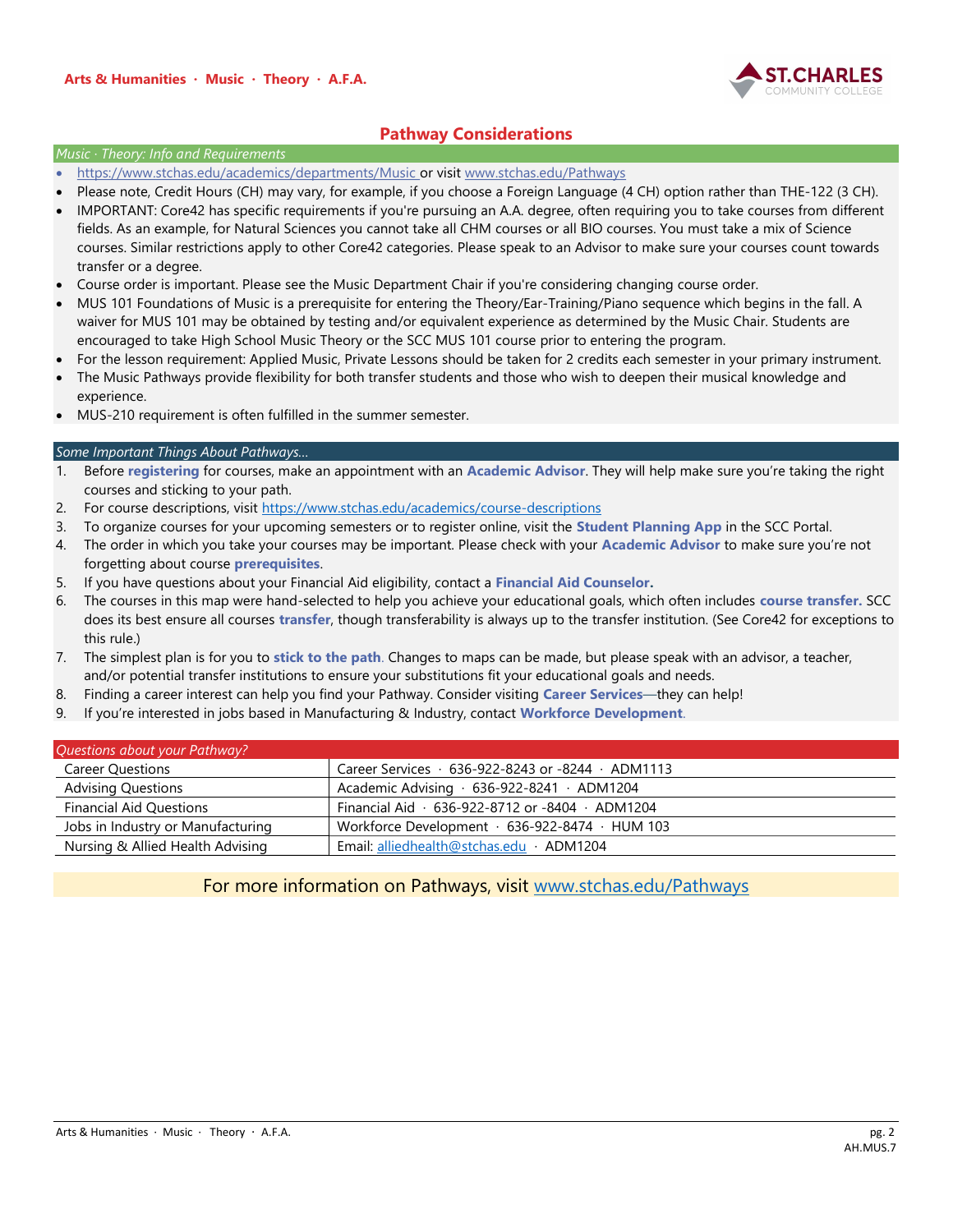**Arts & Humanities · Music · Theory · A.F.A.**

## Pathway Considerations

*Music · Theory: Info and Requirements*

- https://www.stchas.edu/academics/departments/Music or visit www.stchas.edu/Pathways
- Please note, Credit Hours (CH) may vary, for example, if you choose a Foreign Language (4 CH) option rather than THE-122 (3 CH).
- IMPORTANT: Core42 has specific requirements if you're pursuing an A.A. degree, often requiring you to take courses from different fields. As an example, for Natural Sciences you cannot take all CHM courses or all BIO courses. You must take a mix of Science courses. Similar restrictions apply to other Core42 categories. Please speak to an Advisor to make sure your courses count towards transfer or a degree.
- Course order is important. Please see the Music Department Chair if you're considering changing course order.
- MUS 101 Foundations of Music is a prerequisite for entering the Theory/Ear-Training/Piano sequence which begins in the fall. A waiver for MUS 101 may be obtained by testing and/or equivalent experience as determined by the Music Chair. Students are encouraged to take High School Music Theory or the SCC MUS 101 course prior to entering the program.
- For the lesson requirement: Applied Music, Private Lessons should be taken for 2 credits each semester in your primary instrument.
- The Music Pathways provide flexibility for both transfer students and those who wish to deepen their musical knowledge and experience.
- MUS-210 requirement is often fulfilled in the summer semester.

*Some Important Things About Pathways...*

1. Before **registering** for courses, make an appointment with an **Academic Advisor**. They will help make sure you're taking the right courses and sticking to your path.
2. For course descriptions, visit https://www.stchas.edu/academics/course-descriptions
3. To organize courses for your upcoming semesters or to register online, visit the **Student Planning App** in the SCC Portal.
4. The order in which you take your courses may be important. Please check with your **Academic Advisor** to make sure you're not forgetting about course **prerequisites**.
5. If you have questions about your Financial Aid eligibility, contact a **Financial Aid Counselor.**
6. The courses in this map were hand-selected to help you achieve your educational goals, which often includes **course transfer.** SCC does its best ensure all courses **transfer**, though transferability is always up to the transfer institution. (See Core42 for exceptions to this rule.)
7. The simplest plan is for you to **stick to the path**. Changes to maps can be made, but please speak with an advisor, a teacher, and/or potential transfer institutions to ensure your substitutions fit your educational goals and needs.
8. Finding a career interest can help you find your Pathway. Consider visiting **Career Services**—they can help!
9. If you're interested in jobs based in Manufacturing & Industry, contact **Workforce Development**.

| *Questions about your Pathway?* | |
|---|---|
| Career Questions | Career Services · 636-922-8243 or -8244 · ADM1113 |
| Advising Questions | Academic Advising · 636-922-8241 · ADM1204 |
| Financial Aid Questions | Financial Aid · 636-922-8712 or -8404 · ADM1204 |
| Jobs in Industry or Manufacturing | Workforce Development · 636-922-8474 · HUM 103 |
| Nursing & Allied Health Advising | Email: alliedhealth@stchas.edu · ADM1204 |

For more information on Pathways, visit www.stchas.edu/Pathways

AH.MUS.7